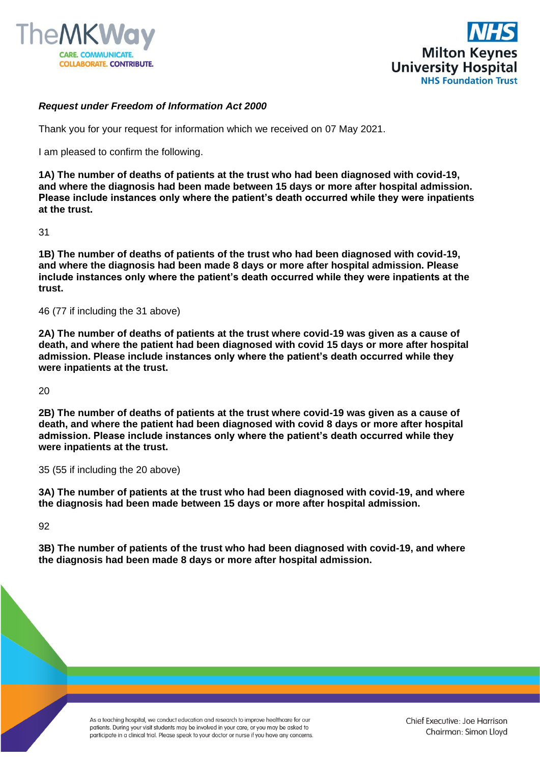***Request under Freedom of Information Act 2000***

Thank you for your request for information which we received on 07 May 2021.

I am pleased to confirm the following.

**1A) The number of deaths of patients at the trust who had been diagnosed with covid-19, and where the diagnosis had been made between 15 days or more after hospital admission. Please include instances only where the patient's death occurred while they were inpatients at the trust.**

31

**1B) The number of deaths of patients of the trust who had been diagnosed with covid-19, and where the diagnosis had been made 8 days or more after hospital admission. Please include instances only where the patient's death occurred while they were inpatients at the trust.**

46 (77 if including the 31 above)

**2A) The number of deaths of patients at the trust where covid-19 was given as a cause of death, and where the patient had been diagnosed with covid 15 days or more after hospital admission. Please include instances only where the patient's death occurred while they were inpatients at the trust.**

20

**2B) The number of deaths of patients at the trust where covid-19 was given as a cause of death, and where the patient had been diagnosed with covid 8 days or more after hospital admission. Please include instances only where the patient's death occurred while they were inpatients at the trust.**

35 (55 if including the 20 above)

**3A) The number of patients at the trust who had been diagnosed with covid-19, and where the diagnosis had been made between 15 days or more after hospital admission.**

92

**3B) The number of patients of the trust who had been diagnosed with covid-19, and where the diagnosis had been made 8 days or more after hospital admission.**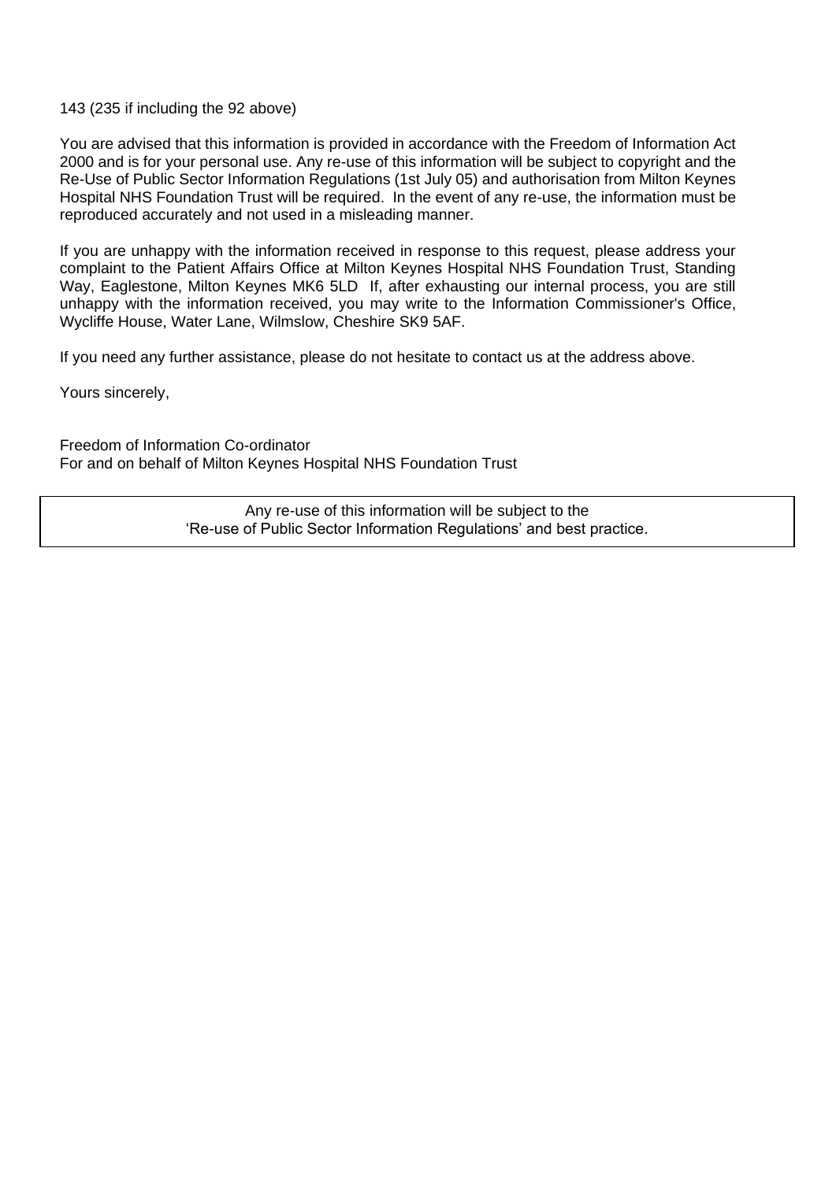143 (235 if including the 92 above)

You are advised that this information is provided in accordance with the Freedom of Information Act 2000 and is for your personal use. Any re-use of this information will be subject to copyright and the Re-Use of Public Sector Information Regulations (1st July 05) and authorisation from Milton Keynes Hospital NHS Foundation Trust will be required. In the event of any re-use, the information must be reproduced accurately and not used in a misleading manner.

If you are unhappy with the information received in response to this request, please address your complaint to the Patient Affairs Office at Milton Keynes Hospital NHS Foundation Trust, Standing Way, Eaglestone, Milton Keynes MK6 5LD If, after exhausting our internal process, you are still unhappy with the information received, you may write to the Information Commissioner's Office, Wycliffe House, Water Lane, Wilmslow, Cheshire SK9 5AF.

If you need any further assistance, please do not hesitate to contact us at the address above.

Yours sincerely,

Freedom of Information Co-ordinator
For and on behalf of Milton Keynes Hospital NHS Foundation Trust

Any re-use of this information will be subject to the
'Re-use of Public Sector Information Regulations' and best practice.